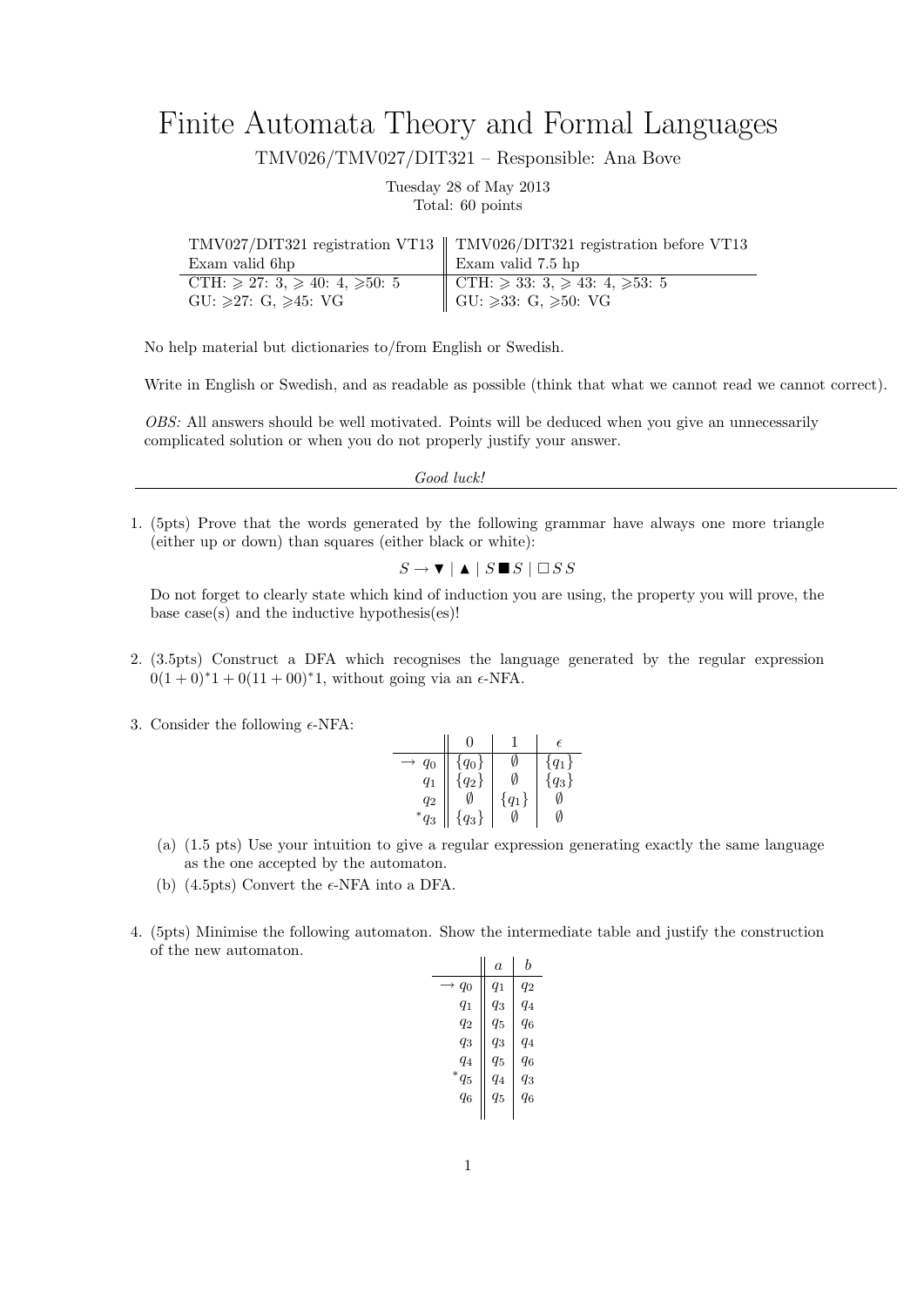# Finite Automata Theory and Formal Languages

TMV026/TMV027/DIT321 – Responsible: Ana Bove

Tuesday 28 of May 2013

Total: 60 points

| TMV027/DIT321 registration VT13 | TMV026/DIT321 registration before VT13 |
|---|---|
| Exam valid 6hp | Exam valid 7.5 hp |
| CTH: $\geqslant$ 27: 3, $\geqslant$ 40: 4, $\geqslant$50: 5 | CTH: $\geqslant$ 33: 3, $\geqslant$ 43: 4, $\geqslant$53: 5 |
| GU: $\geqslant$27: G, $\geqslant$45: VG | GU: $\geqslant$33: G, $\geqslant$50: VG |

No help material but dictionaries to/from English or Swedish.

Write in English or Swedish, and as readable as possible (think that what we cannot read we cannot correct).

*OBS:* All answers should be well motivated. Points will be deduced when you give an unnecessarily complicated solution or when you do not properly justify your answer.

*Good luck!*

---

1. (5pts) Prove that the words generated by the following grammar have always one more triangle (either up or down) than squares (either black or white):

$$S \rightarrow \blacktriangledown \mid \blacktriangle \mid S \blacksquare S \mid \square S S$$

Do not forget to clearly state which kind of induction you are using, the property you will prove, the base case(s) and the inductive hypothesis(es)!

2. (3.5pts) Construct a DFA which recognises the language generated by the regular expression $0(1+0)^*1 + 0(11+00)^*1$, without going via an $\epsilon$-NFA.

3. Consider the following $\epsilon$-NFA:

| | 0 | 1 | $\epsilon$ |
|---|---|---|---|
| $\rightarrow q_0$ | $\{q_0\}$ | $\emptyset$ | $\{q_1\}$ |
| $q_1$ | $\{q_2\}$ | $\emptyset$ | $\{q_3\}$ |
| $q_2$ | $\emptyset$ | $\{q_1\}$ | $\emptyset$ |
| $^*q_3$ | $\{q_3\}$ | $\emptyset$ | $\emptyset$ |

   (a) (1.5 pts) Use your intuition to give a regular expression generating exactly the same language as the one accepted by the automaton.

   (b) (4.5pts) Convert the $\epsilon$-NFA into a DFA.

4. (5pts) Minimise the following automaton. Show the intermediate table and justify the construction of the new automaton.

| | $a$ | $b$ |
|---|---|---|
| $\rightarrow q_0$ | $q_1$ | $q_2$ |
| $q_1$ | $q_3$ | $q_4$ |
| $q_2$ | $q_5$ | $q_6$ |
| $q_3$ | $q_3$ | $q_4$ |
| $q_4$ | $q_5$ | $q_6$ |
| $^*q_5$ | $q_4$ | $q_3$ |
| $q_6$ | $q_5$ | $q_6$ |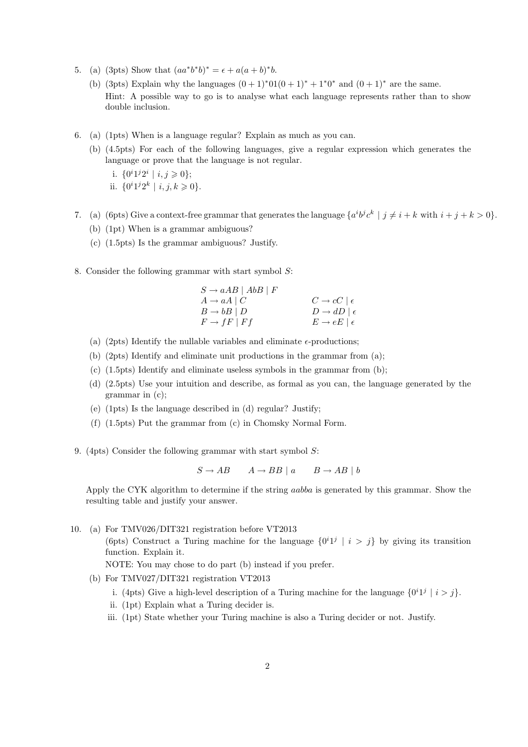5. (a) (3pts) Show that $(aa^*b^*b)^* = \epsilon + a(a+b)^*b$.

   (b) (3pts) Explain why the languages $(0+1)^*01(0+1)^* + 1^*0^*$ and $(0+1)^*$ are the same.
   Hint: A possible way to go is to analyse what each language represents rather than to show double inclusion.

6. (a) (1pts) When is a language regular? Explain as much as you can.

   (b) (4.5pts) For each of the following languages, give a regular expression which generates the language or prove that the language is not regular.

      i. $\{0^i1^j2^i \mid i,j \geqslant 0\}$;
      ii. $\{0^i1^j2^k \mid i,j,k \geqslant 0\}$.

7. (a) (6pts) Give a context-free grammar that generates the language $\{a^ib^jc^k \mid j \neq i+k \text{ with } i+j+k > 0\}$.

   (b) (1pt) When is a grammar ambiguous?

   (c) (1.5pts) Is the grammar ambiguous? Justify.

8. Consider the following grammar with start symbol $S$:

$$
\begin{array}{ll}
S \to aAB \mid AbB \mid F & \\
A \to aA \mid C & C \to cC \mid \epsilon \\
B \to bB \mid D & D \to dD \mid \epsilon \\
F \to fF \mid Ff & E \to eE \mid \epsilon
\end{array}
$$

   (a) (2pts) Identify the nullable variables and eliminate $\epsilon$-productions;

   (b) (2pts) Identify and eliminate unit productions in the grammar from (a);

   (c) (1.5pts) Identify and eliminate useless symbols in the grammar from (b);

   (d) (2.5pts) Use your intuition and describe, as formal as you can, the language generated by the grammar in (c);

   (e) (1pts) Is the language described in (d) regular? Justify;

   (f) (1.5pts) Put the grammar from (c) in Chomsky Normal Form.

9. (4pts) Consider the following grammar with start symbol $S$:

$$
S \to AB \qquad A \to BB \mid a \qquad B \to AB \mid b
$$

   Apply the CYK algorithm to determine if the string $aabba$ is generated by this grammar. Show the resulting table and justify your answer.

10. (a) For TMV026/DIT321 registration before VT2013
    (6pts) Construct a Turing machine for the language $\{0^i1^j \mid i > j\}$ by giving its transition function. Explain it.
    NOTE: You may chose to do part (b) instead if you prefer.

    (b) For TMV027/DIT321 registration VT2013

       i. (4pts) Give a high-level description of a Turing machine for the language $\{0^i1^j \mid i > j\}$.
       ii. (1pt) Explain what a Turing decider is.
       iii. (1pt) State whether your Turing machine is also a Turing decider or not. Justify.